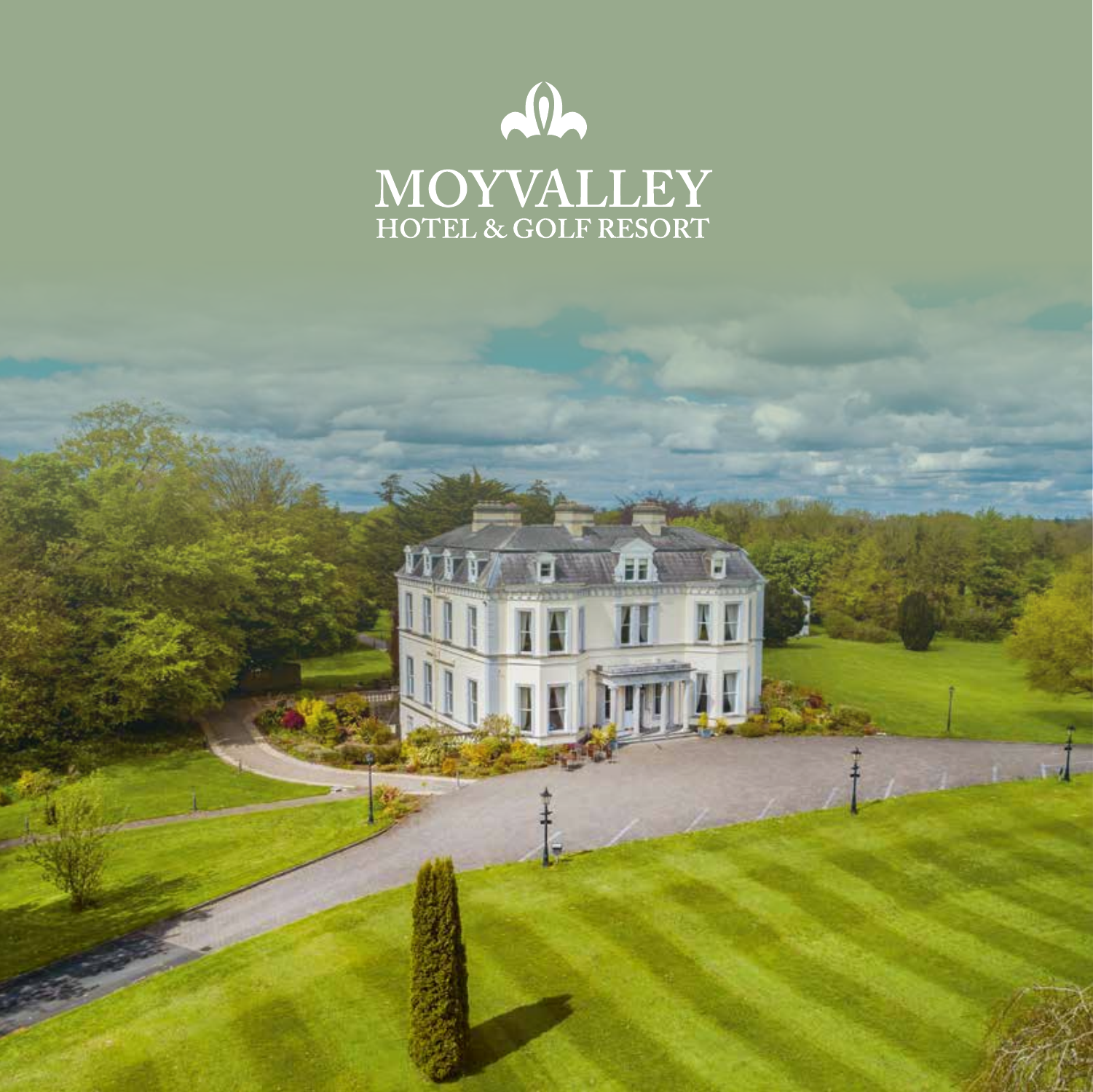# MOYVALLEY
## HOTEL & GOLF RESORT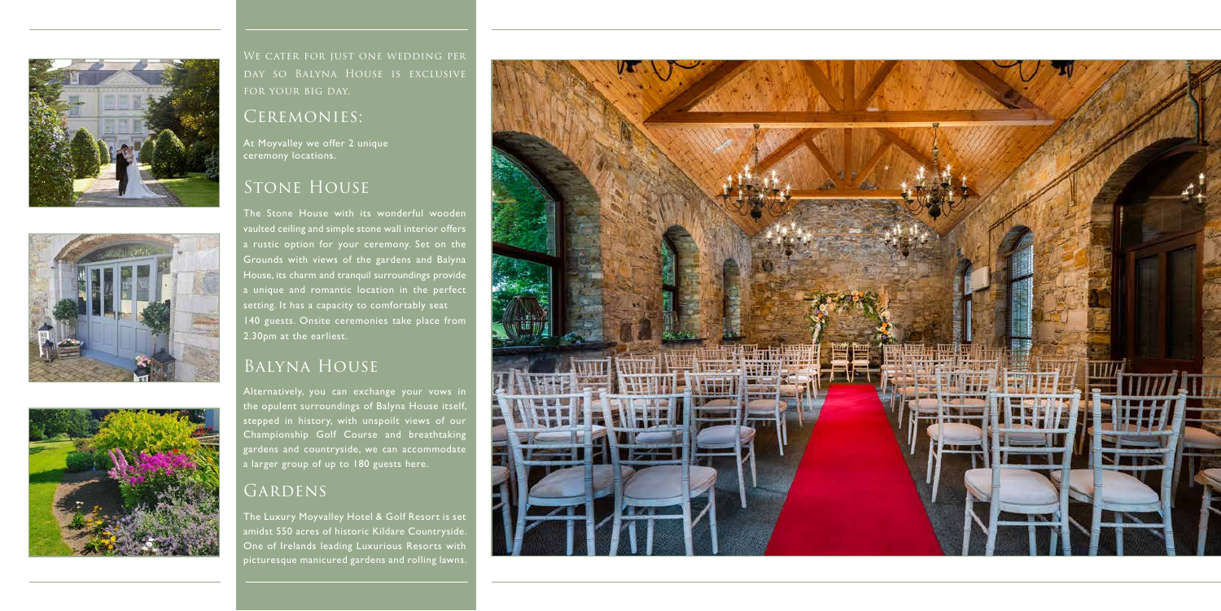We cater for just one wedding per day so Balyna House is exclusive for your big day.

## Ceremonies:

At Moyvalley we offer 2 unique ceremony locations.

## Stone House

The Stone House with its wonderful wooden vaulted ceiling and simple stone wall interior offers a rustic option for your ceremony. Set on the Grounds with views of the gardens and Balyna House, its charm and tranquil surroundings provide a unique and romantic location in the perfect setting. It has a capacity to comfortably seat 140 guests. Onsite ceremonies take place from 2.30pm at the earliest.

## Balyna House

Alternatively, you can exchange your vows in the opulent surroundings of Balyna House itself, stepped in history, with unspoilt views of our Championship Golf Course and breathtaking gardens and countryside, we can accommodate a larger group of up to 180 guests here.

## Gardens

The Luxury Moyvalley Hotel & Golf Resort is set amidst 550 acres of historic Kildare Countryside. One of Irelands leading Luxurious Resorts with picturesque manicured gardens and rolling lawns.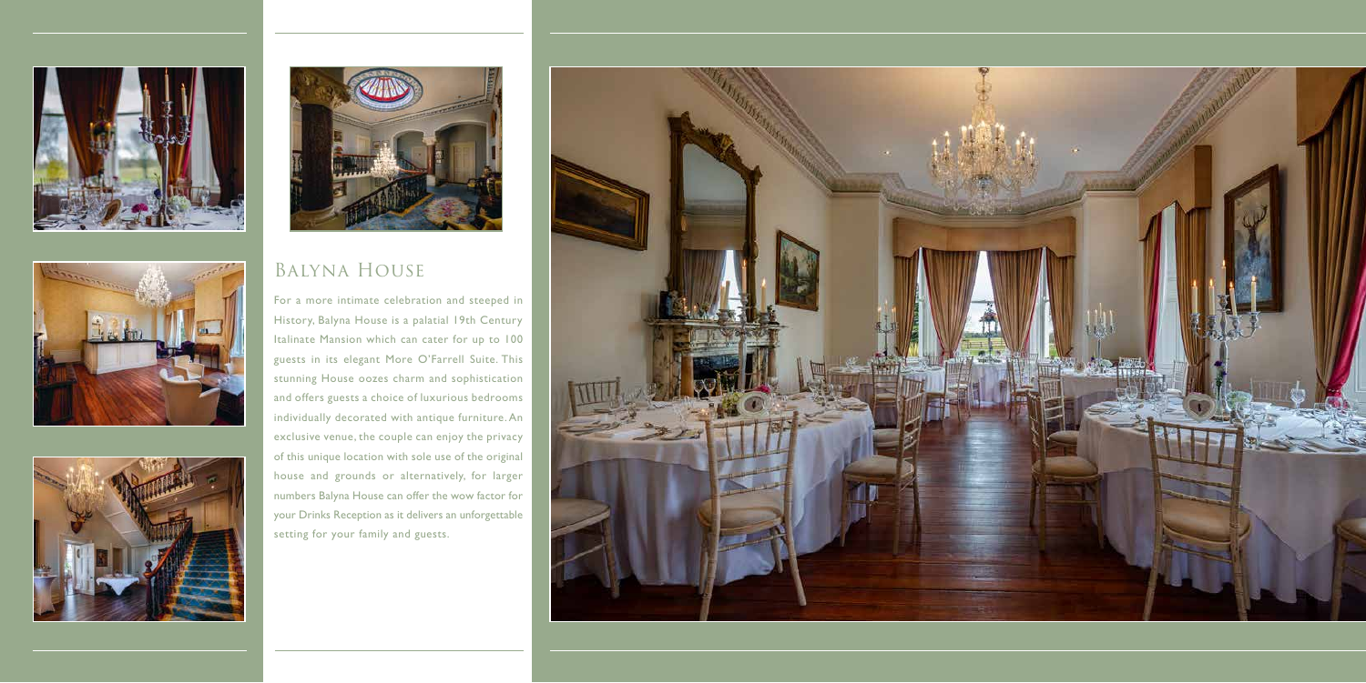## Balyna House

For a more intimate celebration and steeped in History, Balyna House is a palatial 19th Century Italinate Mansion which can cater for up to 100 guests in its elegant More O'Farrell Suite. This stunning House oozes charm and sophistication and offers guests a choice of luxurious bedrooms individually decorated with antique furniture. An exclusive venue, the couple can enjoy the privacy of this unique location with sole use of the original house and grounds or alternatively, for larger numbers Balyna House can offer the wow factor for your Drinks Reception as it delivers an unforgettable setting for your family and guests.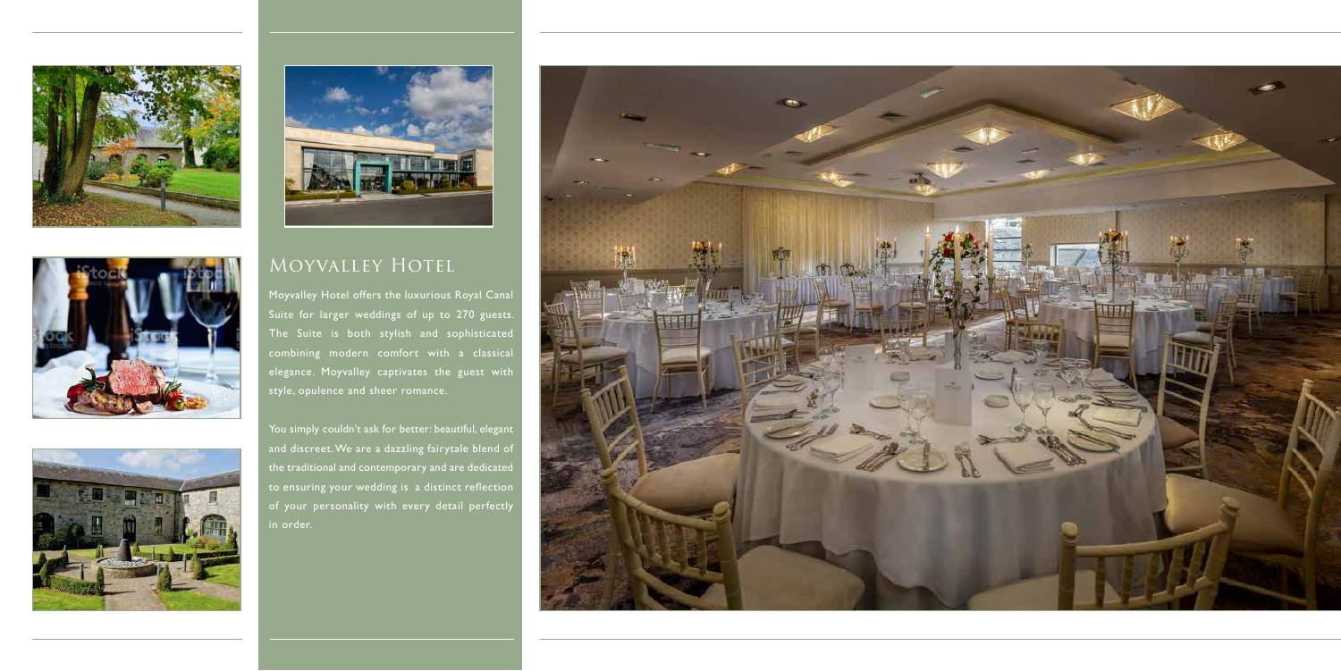## Moyvalley Hotel

Moyvalley Hotel offers the luxurious Royal Canal Suite for larger weddings of up to 270 guests. The Suite is both stylish and sophisticated combining modern comfort with a classical elegance. Moyvalley captivates the guest with style, opulence and sheer romance.

You simply couldn't ask for better: beautiful, elegant and discreet. We are a dazzling fairytale blend of the traditional and contemporary and are dedicated to ensuring your wedding is a distinct reflection of your personality with every detail perfectly in order.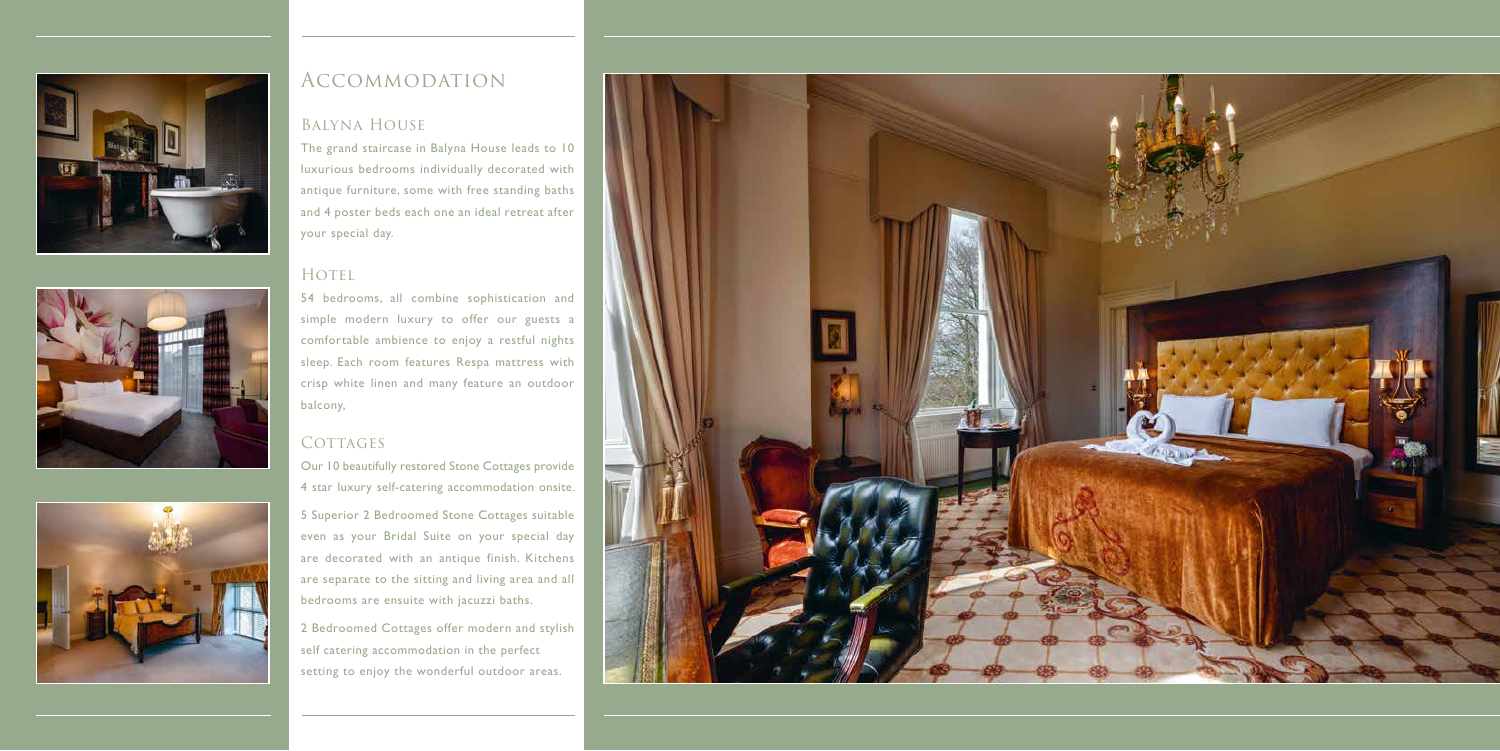# Accommodation

## Balyna House

The grand staircase in Balyna House leads to 10 luxurious bedrooms individually decorated with antique furniture, some with free standing baths and 4 poster beds each one an ideal retreat after your special day.

## Hotel

54 bedrooms, all combine sophistication and simple modern luxury to offer our guests a comfortable ambience to enjoy a restful nights sleep. Each room features Respa mattress with crisp white linen and many feature an outdoor balcony,

## Cottages

Our 10 beautifully restored Stone Cottages provide 4 star luxury self-catering accommodation onsite.

5 Superior 2 Bedroomed Stone Cottages suitable even as your Bridal Suite on your special day are decorated with an antique finish. Kitchens are separate to the sitting and living area and all bedrooms are ensuite with jacuzzi baths.

2 Bedroomed Cottages offer modern and stylish self catering accommodation in the perfect setting to enjoy the wonderful outdoor areas.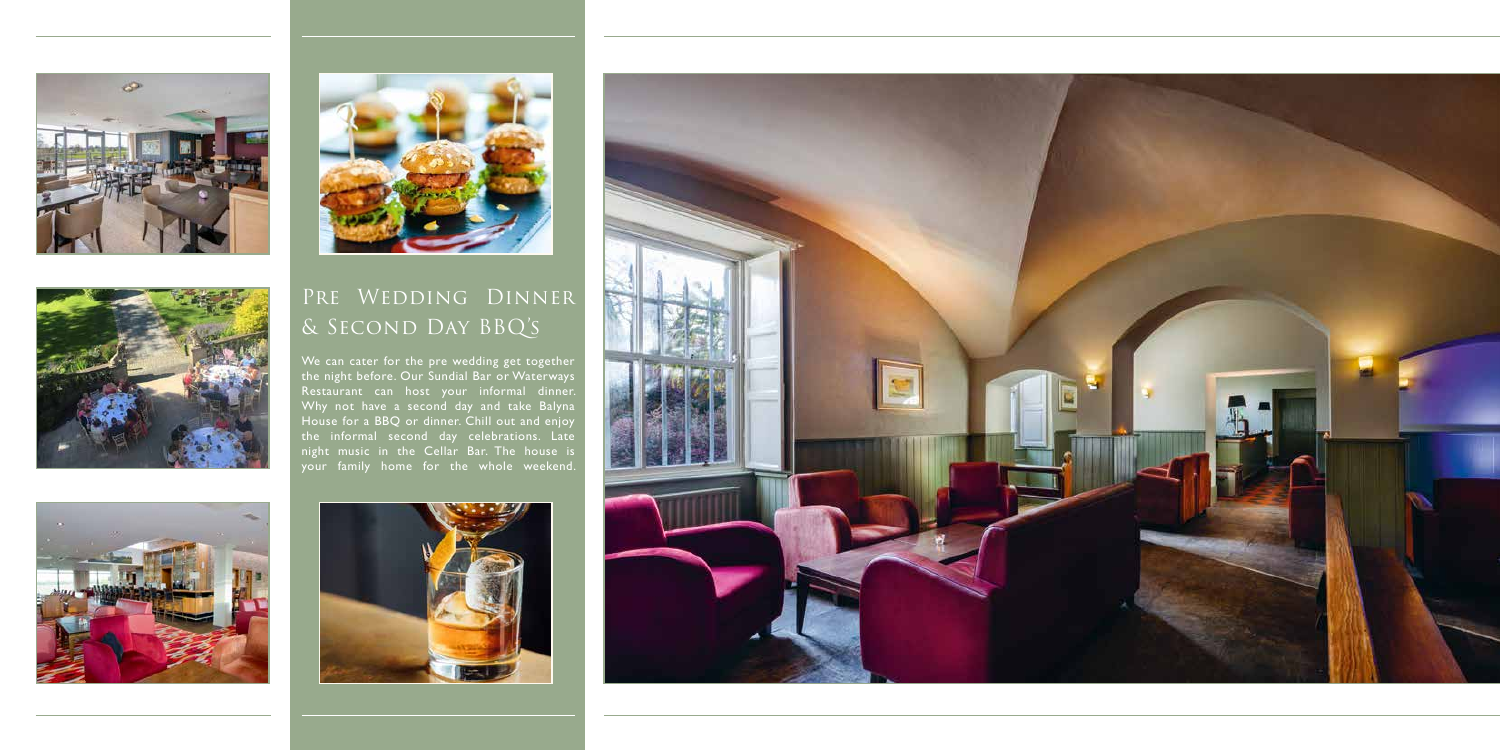## Pre Wedding Dinner & Second Day BBQ's

We can cater for the pre wedding get together the night before. Our Sundial Bar or Waterways Restaurant can host your informal dinner. Why not have a second day and take Balyna House for a BBQ or dinner. Chill out and enjoy the informal second day celebrations. Late night music in the Cellar Bar. The house is your family home for the whole weekend.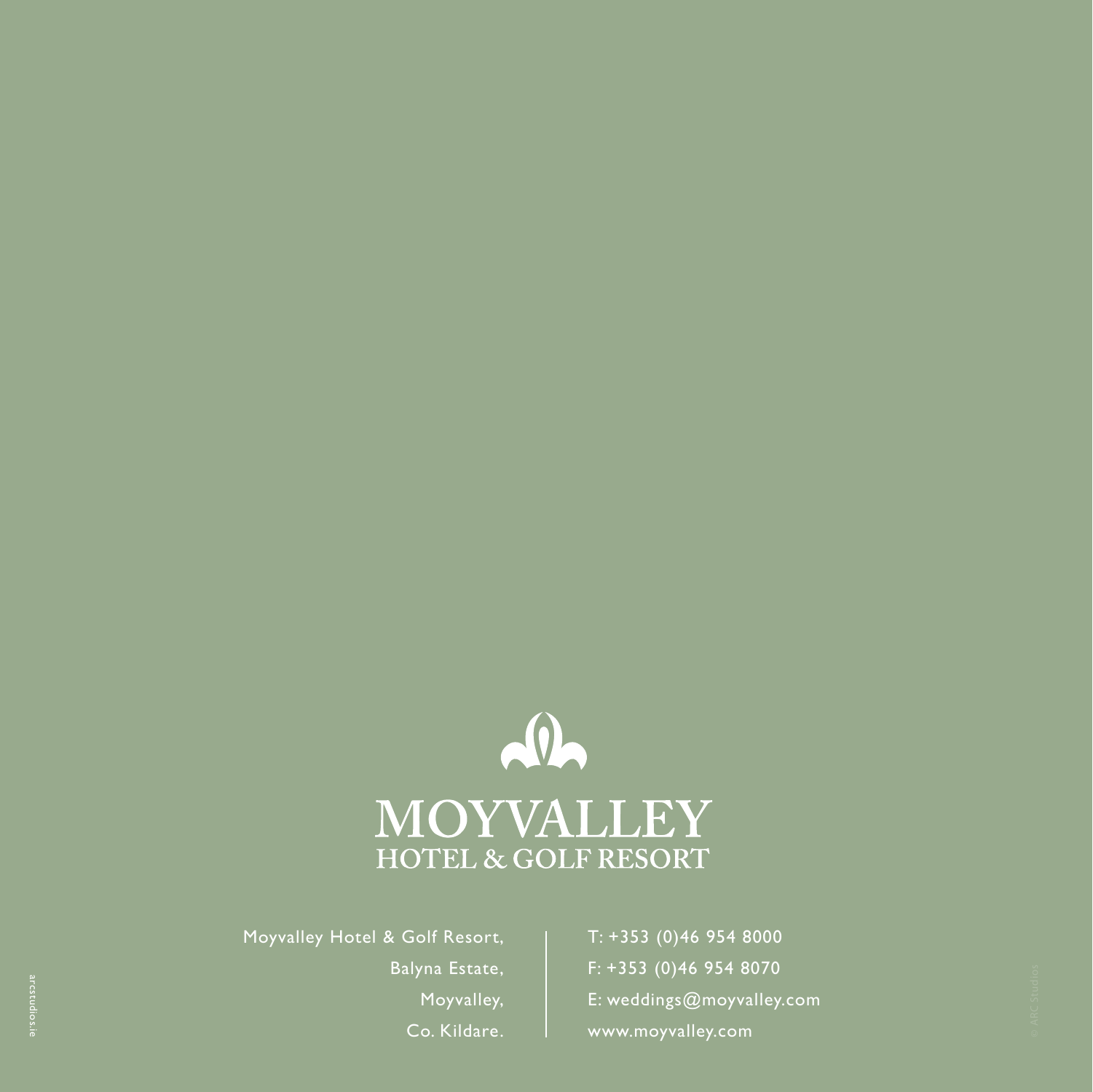MOYVALLEY
HOTEL & GOLF RESORT

Moyvalley Hotel & Golf Resort,
Balyna Estate,
Moyvalley,
Co. Kildare.

T: +353 (0)46 954 8000
F: +353 (0)46 954 8070
E: weddings@moyvalley.com
www.moyvalley.com

arcstudios.ie

© ARC Studios